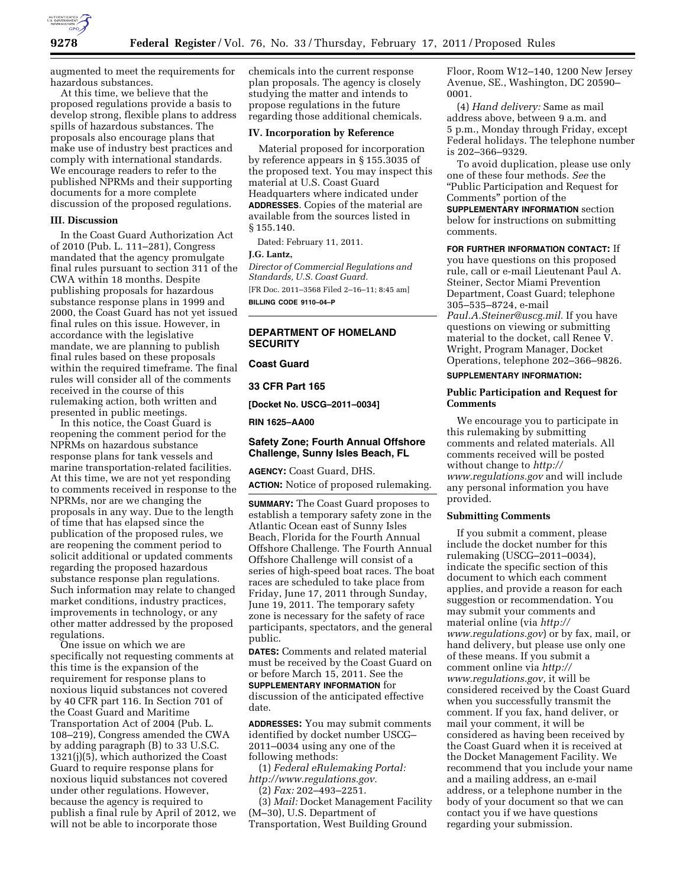augmented to meet the requirements for hazardous substances.

At this time, we believe that the proposed regulations provide a basis to develop strong, flexible plans to address spills of hazardous substances. The proposals also encourage plans that make use of industry best practices and comply with international standards. We encourage readers to refer to the published NPRMs and their supporting documents for a more complete discussion of the proposed regulations.

### III. Discussion

In the Coast Guard Authorization Act of 2010 (Pub. L. 111–281), Congress mandated that the agency promulgate final rules pursuant to section 311 of the CWA within 18 months. Despite publishing proposals for hazardous substance response plans in 1999 and 2000, the Coast Guard has not yet issued final rules on this issue. However, in accordance with the legislative mandate, we are planning to publish final rules based on these proposals within the required timeframe. The final rules will consider all of the comments received in the course of this rulemaking action, both written and presented in public meetings.

In this notice, the Coast Guard is reopening the comment period for the NPRMs on hazardous substance response plans for tank vessels and marine transportation-related facilities. At this time, we are not yet responding to comments received in response to the NPRMs, nor are we changing the proposals in any way. Due to the length of time that has elapsed since the publication of the proposed rules, we are reopening the comment period to solicit additional or updated comments regarding the proposed hazardous substance response plan regulations. Such information may relate to changed market conditions, industry practices, improvements in technology, or any other matter addressed by the proposed regulations.

One issue on which we are specifically not requesting comments at this time is the expansion of the requirement for response plans to noxious liquid substances not covered by 40 CFR part 116. In Section 701 of the Coast Guard and Maritime Transportation Act of 2004 (Pub. L. 108–219), Congress amended the CWA by adding paragraph (B) to 33 U.S.C. 1321(j)(5), which authorized the Coast Guard to require response plans for noxious liquid substances not covered under other regulations. However, because the agency is required to publish a final rule by April of 2012, we will not be able to incorporate those chemicals into the current response plan proposals. The agency is closely studying the matter and intends to propose regulations in the future regarding those additional chemicals.

### IV. Incorporation by Reference

Material proposed for incorporation by reference appears in § 155.3035 of the proposed text. You may inspect this material at U.S. Coast Guard Headquarters where indicated under **ADDRESSES**. Copies of the material are available from the sources listed in § 155.140.

Dated: February 11, 2011.

**J.G. Lantz,**

*Director of Commercial Regulations and Standards, U.S. Coast Guard.*

[FR Doc. 2011–3568 Filed 2–16–11; 8:45 am]

**BILLING CODE 9110–04–P**

---

## DEPARTMENT OF HOMELAND SECURITY

## Coast Guard

## 33 CFR Part 165

**[Docket No. USCG–2011–0034]**

**RIN 1625–AA00**

## Safety Zone; Fourth Annual Offshore Challenge, Sunny Isles Beach, FL

**AGENCY:** Coast Guard, DHS.

**ACTION:** Notice of proposed rulemaking.

**SUMMARY:** The Coast Guard proposes to establish a temporary safety zone in the Atlantic Ocean east of Sunny Isles Beach, Florida for the Fourth Annual Offshore Challenge. The Fourth Annual Offshore Challenge will consist of a series of high-speed boat races. The boat races are scheduled to take place from Friday, June 17, 2011 through Sunday, June 19, 2011. The temporary safety zone is necessary for the safety of race participants, spectators, and the general public.

**DATES:** Comments and related material must be received by the Coast Guard on or before March 15, 2011. See the **SUPPLEMENTARY INFORMATION** for discussion of the anticipated effective date.

**ADDRESSES:** You may submit comments identified by docket number USCG–2011–0034 using any one of the following methods:

(1) *Federal eRulemaking Portal: http://www.regulations.gov.*

(2) *Fax:* 202–493–2251.

(3) *Mail:* Docket Management Facility (M–30), U.S. Department of Transportation, West Building Ground Floor, Room W12–140, 1200 New Jersey Avenue, SE., Washington, DC 20590–0001.

(4) *Hand delivery:* Same as mail address above, between 9 a.m. and 5 p.m., Monday through Friday, except Federal holidays. The telephone number is 202–366–9329.

To avoid duplication, please use only one of these four methods. *See* the "Public Participation and Request for Comments" portion of the **SUPPLEMENTARY INFORMATION** section below for instructions on submitting comments.

**FOR FURTHER INFORMATION CONTACT:** If you have questions on this proposed rule, call or e-mail Lieutenant Paul A. Steiner, Sector Miami Prevention Department, Coast Guard; telephone 305–535–8724, e-mail *Paul.A.Steiner@uscg.mil.* If you have questions on viewing or submitting material to the docket, call Renee V. Wright, Program Manager, Docket Operations, telephone 202–366–9826.

**SUPPLEMENTARY INFORMATION:**

### Public Participation and Request for Comments

We encourage you to participate in this rulemaking by submitting comments and related materials. All comments received will be posted without change to *http://www.regulations.gov* and will include any personal information you have provided.

### Submitting Comments

If you submit a comment, please include the docket number for this rulemaking (USCG–2011–0034), indicate the specific section of this document to which each comment applies, and provide a reason for each suggestion or recommendation. You may submit your comments and material online (via *http://www.regulations.gov*) or by fax, mail, or hand delivery, but please use only one of these means. If you submit a comment online via *http://www.regulations.gov,* it will be considered received by the Coast Guard when you successfully transmit the comment. If you fax, hand deliver, or mail your comment, it will be considered as having been received by the Coast Guard when it is received at the Docket Management Facility. We recommend that you include your name and a mailing address, an e-mail address, or a telephone number in the body of your document so that we can contact you if we have questions regarding your submission.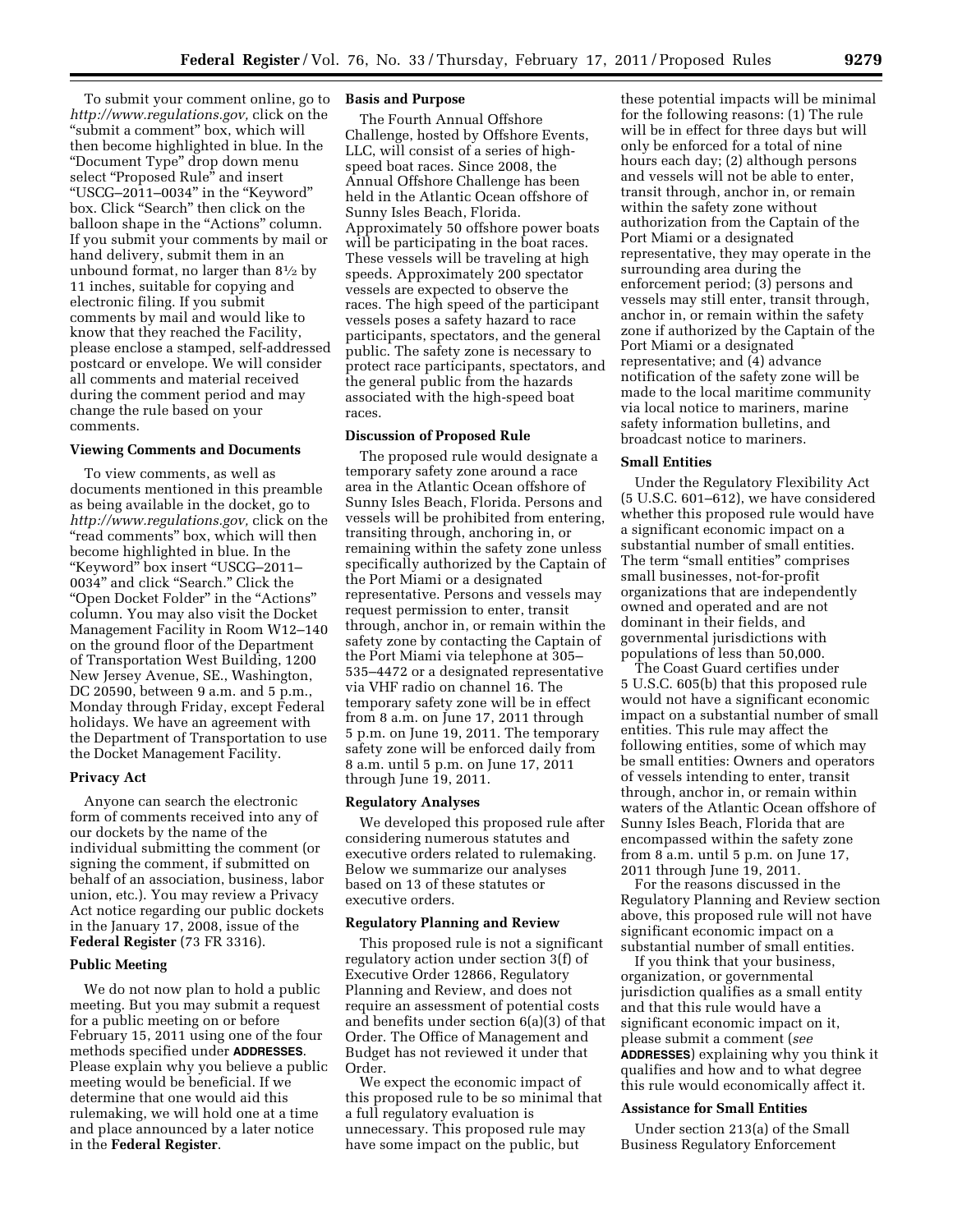To submit your comment online, go to *http://www.regulations.gov,* click on the "submit a comment" box, which will then become highlighted in blue. In the "Document Type" drop down menu select "Proposed Rule" and insert "USCG–2011–0034" in the "Keyword" box. Click "Search" then click on the balloon shape in the "Actions" column. If you submit your comments by mail or hand delivery, submit them in an unbound format, no larger than 8½ by 11 inches, suitable for copying and electronic filing. If you submit comments by mail and would like to know that they reached the Facility, please enclose a stamped, self-addressed postcard or envelope. We will consider all comments and material received during the comment period and may change the rule based on your comments.

### Viewing Comments and Documents

To view comments, as well as documents mentioned in this preamble as being available in the docket, go to *http://www.regulations.gov,* click on the "read comments" box, which will then become highlighted in blue. In the "Keyword" box insert "USCG–2011–0034" and click "Search." Click the "Open Docket Folder" in the "Actions" column. You may also visit the Docket Management Facility in Room W12–140 on the ground floor of the Department of Transportation West Building, 1200 New Jersey Avenue, SE., Washington, DC 20590, between 9 a.m. and 5 p.m., Monday through Friday, except Federal holidays. We have an agreement with the Department of Transportation to use the Docket Management Facility.

### Privacy Act

Anyone can search the electronic form of comments received into any of our dockets by the name of the individual submitting the comment (or signing the comment, if submitted on behalf of an association, business, labor union, etc.). You may review a Privacy Act notice regarding our public dockets in the January 17, 2008, issue of the **Federal Register** (73 FR 3316).

### Public Meeting

We do not now plan to hold a public meeting. But you may submit a request for a public meeting on or before February 15, 2011 using one of the four methods specified under **ADDRESSES**. Please explain why you believe a public meeting would be beneficial. If we determine that one would aid this rulemaking, we will hold one at a time and place announced by a later notice in the **Federal Register**.

### Basis and Purpose

The Fourth Annual Offshore Challenge, hosted by Offshore Events, LLC, will consist of a series of high-speed boat races. Since 2008, the Annual Offshore Challenge has been held in the Atlantic Ocean offshore of Sunny Isles Beach, Florida. Approximately 50 offshore power boats will be participating in the boat races. These vessels will be traveling at high speeds. Approximately 200 spectator vessels are expected to observe the races. The high speed of the participant vessels poses a safety hazard to race participants, spectators, and the general public. The safety zone is necessary to protect race participants, spectators, and the general public from the hazards associated with the high-speed boat races.

### Discussion of Proposed Rule

The proposed rule would designate a temporary safety zone around a race area in the Atlantic Ocean offshore of Sunny Isles Beach, Florida. Persons and vessels will be prohibited from entering, transiting through, anchoring in, or remaining within the safety zone unless specifically authorized by the Captain of the Port Miami or a designated representative. Persons and vessels may request permission to enter, transit through, anchor in, or remain within the safety zone by contacting the Captain of the Port Miami via telephone at 305–535–4472 or a designated representative via VHF radio on channel 16. The temporary safety zone will be in effect from 8 a.m. on June 17, 2011 through 5 p.m. on June 19, 2011. The temporary safety zone will be enforced daily from 8 a.m. until 5 p.m. on June 17, 2011 through June 19, 2011.

### Regulatory Analyses

We developed this proposed rule after considering numerous statutes and executive orders related to rulemaking. Below we summarize our analyses based on 13 of these statutes or executive orders.

### Regulatory Planning and Review

This proposed rule is not a significant regulatory action under section 3(f) of Executive Order 12866, Regulatory Planning and Review, and does not require an assessment of potential costs and benefits under section 6(a)(3) of that Order. The Office of Management and Budget has not reviewed it under that Order.

We expect the economic impact of this proposed rule to be so minimal that a full regulatory evaluation is unnecessary. This proposed rule may have some impact on the public, but these potential impacts will be minimal for the following reasons: (1) The rule will be in effect for three days but will only be enforced for a total of nine hours each day; (2) although persons and vessels will not be able to enter, transit through, anchor in, or remain within the safety zone without authorization from the Captain of the Port Miami or a designated representative, they may operate in the surrounding area during the enforcement period; (3) persons and vessels may still enter, transit through, anchor in, or remain within the safety zone if authorized by the Captain of the Port Miami or a designated representative; and (4) advance notification of the safety zone will be made to the local maritime community via local notice to mariners, marine safety information bulletins, and broadcast notice to mariners.

### Small Entities

Under the Regulatory Flexibility Act (5 U.S.C. 601–612), we have considered whether this proposed rule would have a significant economic impact on a substantial number of small entities. The term "small entities" comprises small businesses, not-for-profit organizations that are independently owned and operated and are not dominant in their fields, and governmental jurisdictions with populations of less than 50,000.

The Coast Guard certifies under 5 U.S.C. 605(b) that this proposed rule would not have a significant economic impact on a substantial number of small entities. This rule may affect the following entities, some of which may be small entities: Owners and operators of vessels intending to enter, transit through, anchor in, or remain within waters of the Atlantic Ocean offshore of Sunny Isles Beach, Florida that are encompassed within the safety zone from 8 a.m. until 5 p.m. on June 17, 2011 through June 19, 2011.

For the reasons discussed in the Regulatory Planning and Review section above, this proposed rule will not have significant economic impact on a substantial number of small entities.

If you think that your business, organization, or governmental jurisdiction qualifies as a small entity and that this rule would have a significant economic impact on it, please submit a comment (*see* **ADDRESSES**) explaining why you think it qualifies and how and to what degree this rule would economically affect it.

### Assistance for Small Entities

Under section 213(a) of the Small Business Regulatory Enforcement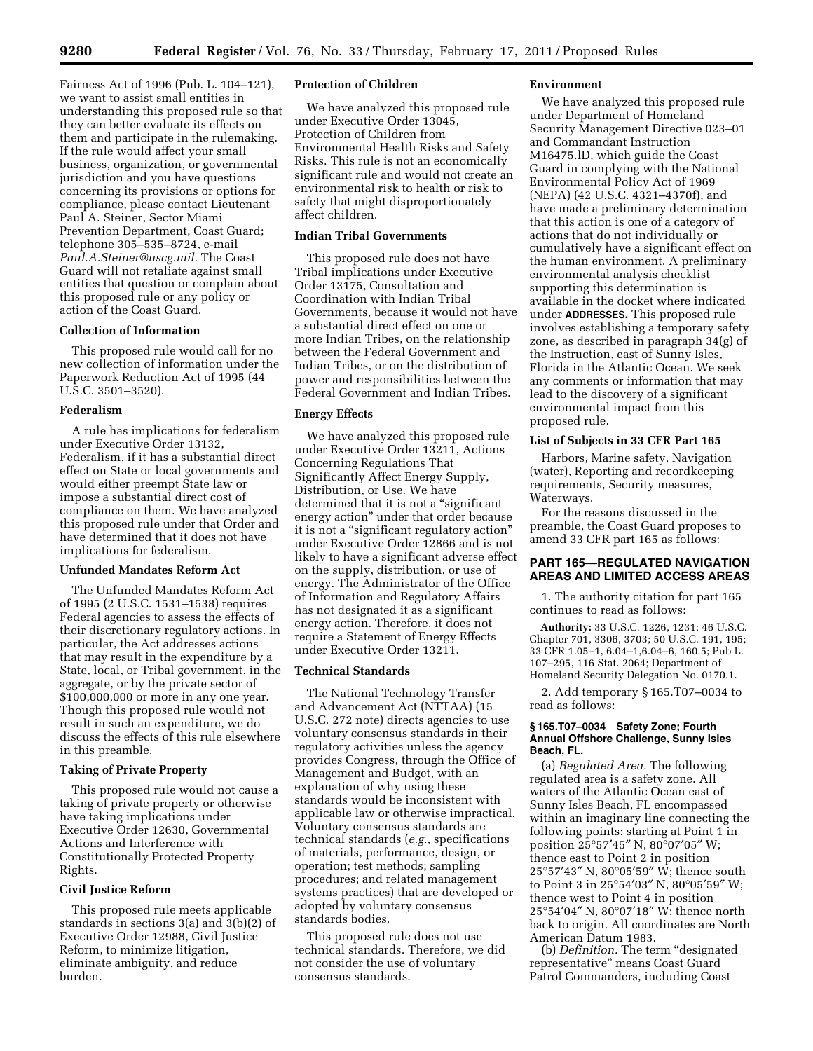Fairness Act of 1996 (Pub. L. 104–121), we want to assist small entities in understanding this proposed rule so that they can better evaluate its effects on them and participate in the rulemaking. If the rule would affect your small business, organization, or governmental jurisdiction and you have questions concerning its provisions or options for compliance, please contact Lieutenant Paul A. Steiner, Sector Miami Prevention Department, Coast Guard; telephone 305–535–8724, e-mail *Paul.A.Steiner@uscg.mil.* The Coast Guard will not retaliate against small entities that question or complain about this proposed rule or any policy or action of the Coast Guard.

**Collection of Information**

This proposed rule would call for no new collection of information under the Paperwork Reduction Act of 1995 (44 U.S.C. 3501–3520).

**Federalism**

A rule has implications for federalism under Executive Order 13132, Federalism, if it has a substantial direct effect on State or local governments and would either preempt State law or impose a substantial direct cost of compliance on them. We have analyzed this proposed rule under that Order and have determined that it does not have implications for federalism.

**Unfunded Mandates Reform Act**

The Unfunded Mandates Reform Act of 1995 (2 U.S.C. 1531–1538) requires Federal agencies to assess the effects of their discretionary regulatory actions. In particular, the Act addresses actions that may result in the expenditure by a State, local, or Tribal government, in the aggregate, or by the private sector of $100,000,000 or more in any one year. Though this proposed rule would not result in such an expenditure, we do discuss the effects of this rule elsewhere in this preamble.

**Taking of Private Property**

This proposed rule would not cause a taking of private property or otherwise have taking implications under Executive Order 12630, Governmental Actions and Interference with Constitutionally Protected Property Rights.

**Civil Justice Reform**

This proposed rule meets applicable standards in sections 3(a) and 3(b)(2) of Executive Order 12988, Civil Justice Reform, to minimize litigation, eliminate ambiguity, and reduce burden.

**Protection of Children**

We have analyzed this proposed rule under Executive Order 13045, Protection of Children from Environmental Health Risks and Safety Risks. This rule is not an economically significant rule and would not create an environmental risk to health or risk to safety that might disproportionately affect children.

**Indian Tribal Governments**

This proposed rule does not have Tribal implications under Executive Order 13175, Consultation and Coordination with Indian Tribal Governments, because it would not have a substantial direct effect on one or more Indian Tribes, on the relationship between the Federal Government and Indian Tribes, or on the distribution of power and responsibilities between the Federal Government and Indian Tribes.

**Energy Effects**

We have analyzed this proposed rule under Executive Order 13211, Actions Concerning Regulations That Significantly Affect Energy Supply, Distribution, or Use. We have determined that it is not a "significant energy action" under that order because it is not a "significant regulatory action" under Executive Order 12866 and is not likely to have a significant adverse effect on the supply, distribution, or use of energy. The Administrator of the Office of Information and Regulatory Affairs has not designated it as a significant energy action. Therefore, it does not require a Statement of Energy Effects under Executive Order 13211.

**Technical Standards**

The National Technology Transfer and Advancement Act (NTTAA) (15 U.S.C. 272 note) directs agencies to use voluntary consensus standards in their regulatory activities unless the agency provides Congress, through the Office of Management and Budget, with an explanation of why using these standards would be inconsistent with applicable law or otherwise impractical. Voluntary consensus standards are technical standards (*e.g.,* specifications of materials, performance, design, or operation; test methods; sampling procedures; and related management systems practices) that are developed or adopted by voluntary consensus standards bodies.

This proposed rule does not use technical standards. Therefore, we did not consider the use of voluntary consensus standards.

**Environment**

We have analyzed this proposed rule under Department of Homeland Security Management Directive 023–01 and Commandant Instruction M16475.lD, which guide the Coast Guard in complying with the National Environmental Policy Act of 1969 (NEPA) (42 U.S.C. 4321–4370f), and have made a preliminary determination that this action is one of a category of actions that do not individually or cumulatively have a significant effect on the human environment. A preliminary environmental analysis checklist supporting this determination is available in the docket where indicated under **ADDRESSES.** This proposed rule involves establishing a temporary safety zone, as described in paragraph 34(g) of the Instruction, east of Sunny Isles, Florida in the Atlantic Ocean. We seek any comments or information that may lead to the discovery of a significant environmental impact from this proposed rule.

**List of Subjects in 33 CFR Part 165**

Harbors, Marine safety, Navigation (water), Reporting and recordkeeping requirements, Security measures, Waterways.

For the reasons discussed in the preamble, the Coast Guard proposes to amend 33 CFR part 165 as follows:

## PART 165—REGULATED NAVIGATION AREAS AND LIMITED ACCESS AREAS

1. The authority citation for part 165 continues to read as follows:

**Authority:** 33 U.S.C. 1226, 1231; 46 U.S.C. Chapter 701, 3306, 3703; 50 U.S.C. 191, 195; 33 CFR 1.05–1, 6.04–1,6.04–6, 160.5; Pub L. 107–295, 116 Stat. 2064; Department of Homeland Security Delegation No. 0170.1.

2. Add temporary § 165.T07–0034 to read as follows:

**§ 165.T07–0034 Safety Zone; Fourth Annual Offshore Challenge, Sunny Isles Beach, FL.**

(a) *Regulated Area.* The following regulated area is a safety zone. All waters of the Atlantic Ocean east of Sunny Isles Beach, FL encompassed within an imaginary line connecting the following points: starting at Point 1 in position 25°57′45″ N, 80°07′05″ W; thence east to Point 2 in position 25°57′43″ N, 80°05′59″ W; thence south to Point 3 in 25°54′03″ N, 80°05′59″ W; thence west to Point 4 in position 25°54′04″ N, 80°07′18″ W; thence north back to origin. All coordinates are North American Datum 1983.

(b) *Definition.* The term "designated representative" means Coast Guard Patrol Commanders, including Coast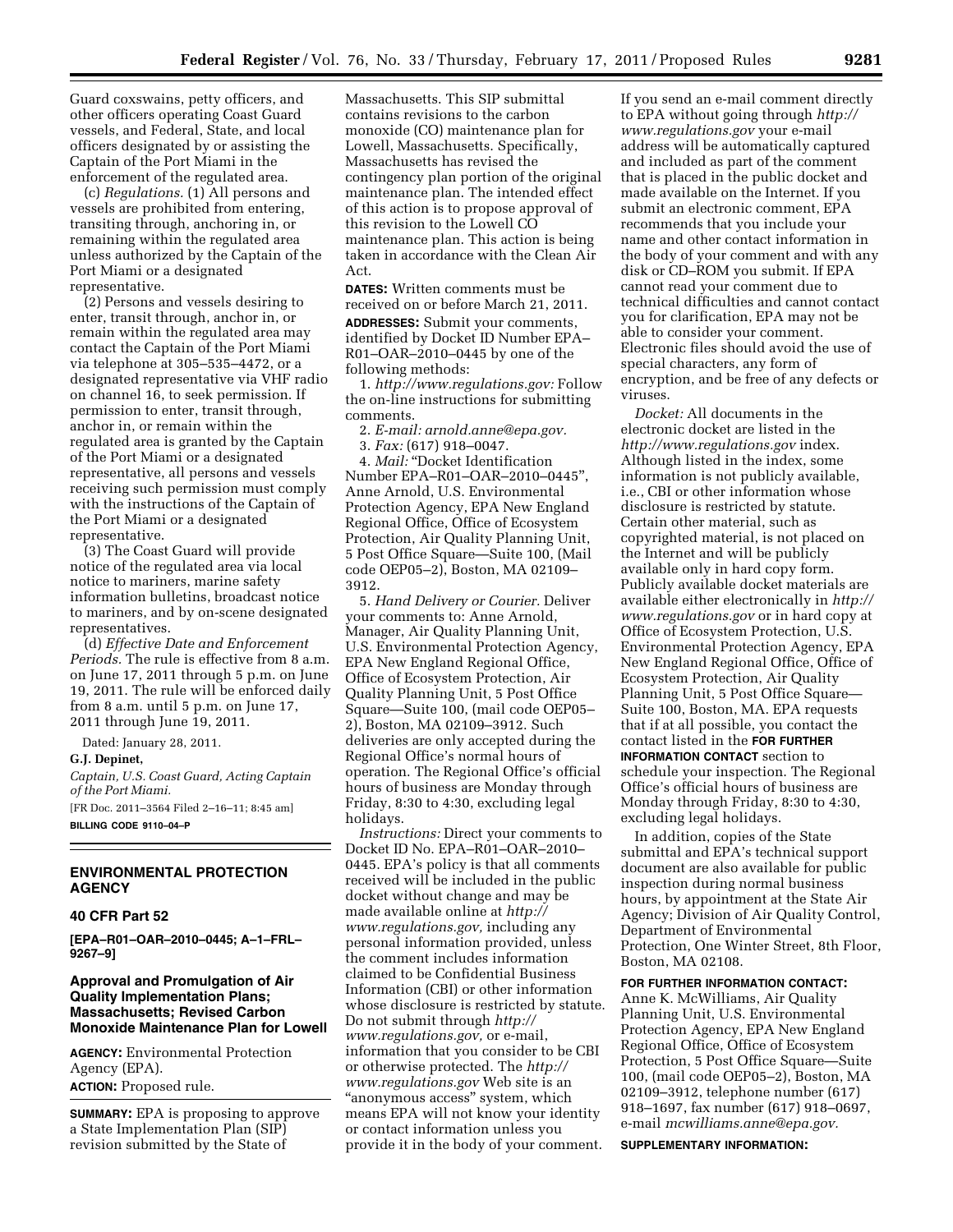Guard coxswains, petty officers, and other officers operating Coast Guard vessels, and Federal, State, and local officers designated by or assisting the Captain of the Port Miami in the enforcement of the regulated area.

(c) *Regulations.* (1) All persons and vessels are prohibited from entering, transiting through, anchoring in, or remaining within the regulated area unless authorized by the Captain of the Port Miami or a designated representative.

(2) Persons and vessels desiring to enter, transit through, anchor in, or remain within the regulated area may contact the Captain of the Port Miami via telephone at 305–535–4472, or a designated representative via VHF radio on channel 16, to seek permission. If permission to enter, transit through, anchor in, or remain within the regulated area is granted by the Captain of the Port Miami or a designated representative, all persons and vessels receiving such permission must comply with the instructions of the Captain of the Port Miami or a designated representative.

(3) The Coast Guard will provide notice of the regulated area via local notice to mariners, marine safety information bulletins, broadcast notice to mariners, and by on-scene designated representatives.

(d) *Effective Date and Enforcement Periods.* The rule is effective from 8 a.m. on June 17, 2011 through 5 p.m. on June 19, 2011. The rule will be enforced daily from 8 a.m. until 5 p.m. on June 17, 2011 through June 19, 2011.

Dated: January 28, 2011.

**G.J. Depinet,**

*Captain, U.S. Coast Guard, Acting Captain of the Port Miami.*

[FR Doc. 2011–3564 Filed 2–16–11; 8:45 am]

**BILLING CODE 9110–04–P**

## ENVIRONMENTAL PROTECTION AGENCY

### 40 CFR Part 52

**[EPA–R01–OAR–2010–0445; A–1–FRL–9267–9]**

### Approval and Promulgation of Air Quality Implementation Plans; Massachusetts; Revised Carbon Monoxide Maintenance Plan for Lowell

**AGENCY:** Environmental Protection Agency (EPA).

**ACTION:** Proposed rule.

**SUMMARY:** EPA is proposing to approve a State Implementation Plan (SIP) revision submitted by the State of Massachusetts. This SIP submittal contains revisions to the carbon monoxide (CO) maintenance plan for Lowell, Massachusetts. Specifically, Massachusetts has revised the contingency plan portion of the original maintenance plan. The intended effect of this action is to propose approval of this revision to the Lowell CO maintenance plan. This action is being taken in accordance with the Clean Air Act.

**DATES:** Written comments must be received on or before March 21, 2011.

**ADDRESSES:** Submit your comments, identified by Docket ID Number EPA–R01–OAR–2010–0445 by one of the following methods:

1. *http://www.regulations.gov:* Follow the on-line instructions for submitting comments.

2. *E-mail: arnold.anne@epa.gov.*

3. *Fax:* (617) 918–0047.

4. *Mail:* "Docket Identification Number EPA–R01–OAR–2010–0445", Anne Arnold, U.S. Environmental Protection Agency, EPA New England Regional Office, Office of Ecosystem Protection, Air Quality Planning Unit, 5 Post Office Square—Suite 100, (Mail code OEP05–2), Boston, MA 02109–3912.

5. *Hand Delivery or Courier.* Deliver your comments to: Anne Arnold, Manager, Air Quality Planning Unit, U.S. Environmental Protection Agency, EPA New England Regional Office, Office of Ecosystem Protection, Air Quality Planning Unit, 5 Post Office Square—Suite 100, (mail code OEP05–2), Boston, MA 02109–3912. Such deliveries are only accepted during the Regional Office's normal hours of operation. The Regional Office's official hours of business are Monday through Friday, 8:30 to 4:30, excluding legal holidays.

*Instructions:* Direct your comments to Docket ID No. EPA–R01–OAR–2010–0445. EPA's policy is that all comments received will be included in the public docket without change and may be made available online at *http://www.regulations.gov,* including any personal information provided, unless the comment includes information claimed to be Confidential Business Information (CBI) or other information whose disclosure is restricted by statute. Do not submit through *http://www.regulations.gov,* or e-mail, information that you consider to be CBI or otherwise protected. The *http://www.regulations.gov* Web site is an "anonymous access" system, which means EPA will not know your identity or contact information unless you provide it in the body of your comment. If you send an e-mail comment directly to EPA without going through *http://www.regulations.gov* your e-mail address will be automatically captured and included as part of the comment that is placed in the public docket and made available on the Internet. If you submit an electronic comment, EPA recommends that you include your name and other contact information in the body of your comment and with any disk or CD–ROM you submit. If EPA cannot read your comment due to technical difficulties and cannot contact you for clarification, EPA may not be able to consider your comment. Electronic files should avoid the use of special characters, any form of encryption, and be free of any defects or viruses.

*Docket:* All documents in the electronic docket are listed in the *http://www.regulations.gov* index. Although listed in the index, some information is not publicly available, i.e., CBI or other information whose disclosure is restricted by statute. Certain other material, such as copyrighted material, is not placed on the Internet and will be publicly available only in hard copy form. Publicly available docket materials are available either electronically in *http://www.regulations.gov* or in hard copy at Office of Ecosystem Protection, U.S. Environmental Protection Agency, EPA New England Regional Office, Office of Ecosystem Protection, Air Quality Planning Unit, 5 Post Office Square—Suite 100, Boston, MA. EPA requests that if at all possible, you contact the contact listed in the **FOR FURTHER INFORMATION CONTACT** section to schedule your inspection. The Regional Office's official hours of business are Monday through Friday, 8:30 to 4:30, excluding legal holidays.

In addition, copies of the State submittal and EPA's technical support document are also available for public inspection during normal business hours, by appointment at the State Air Agency; Division of Air Quality Control, Department of Environmental Protection, One Winter Street, 8th Floor, Boston, MA 02108.

**FOR FURTHER INFORMATION CONTACT:** Anne K. McWilliams, Air Quality Planning Unit, U.S. Environmental Protection Agency, EPA New England Regional Office, Office of Ecosystem Protection, 5 Post Office Square—Suite 100, (mail code OEP05–2), Boston, MA 02109–3912, telephone number (617) 918–1697, fax number (617) 918–0697, e-mail *mcwilliams.anne@epa.gov.*

**SUPPLEMENTARY INFORMATION:**